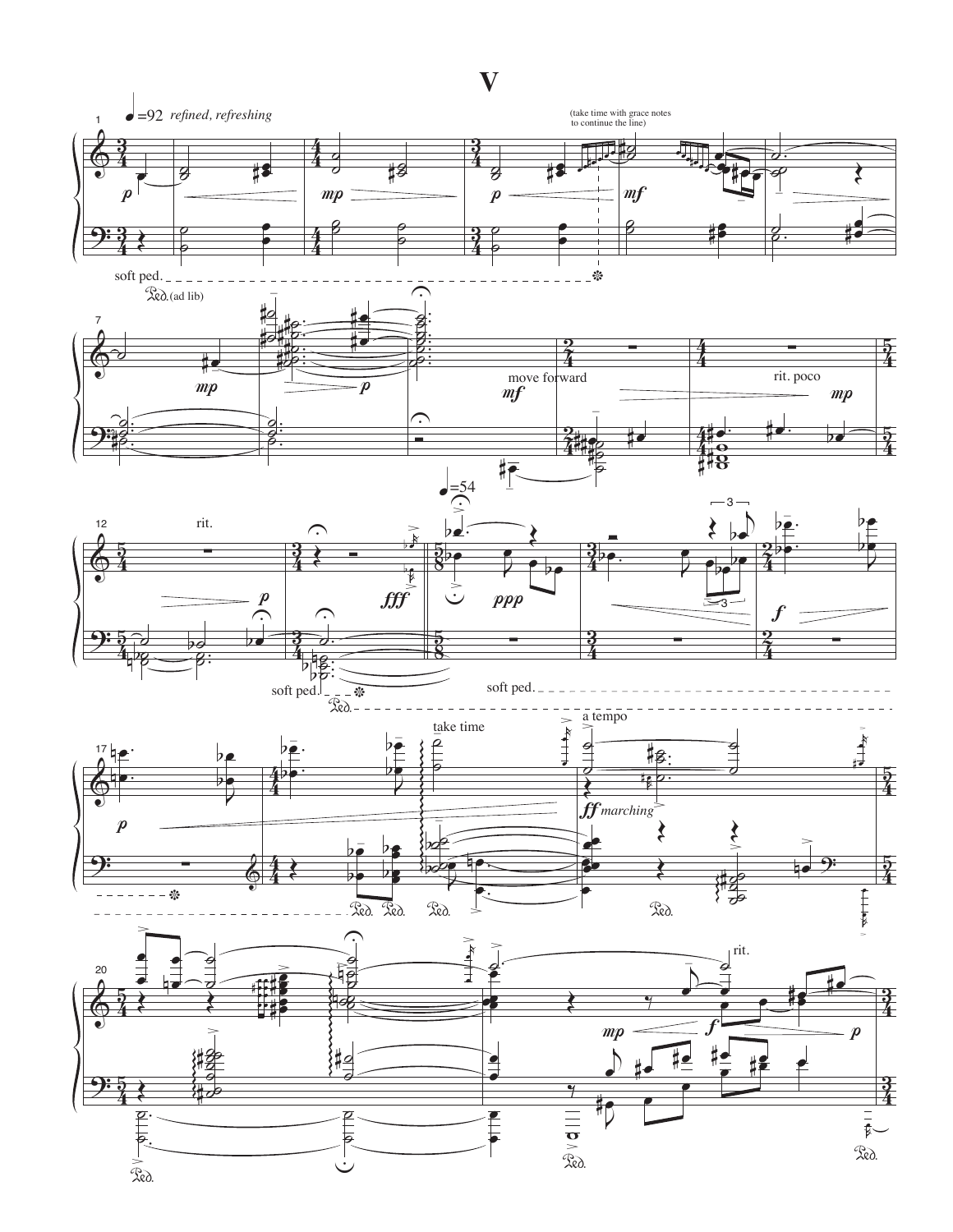# V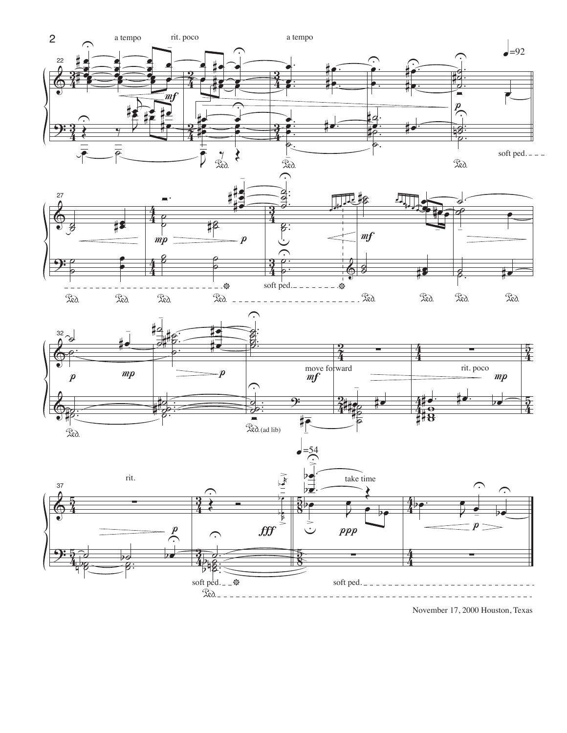November 17, 2000 Houston, Texas